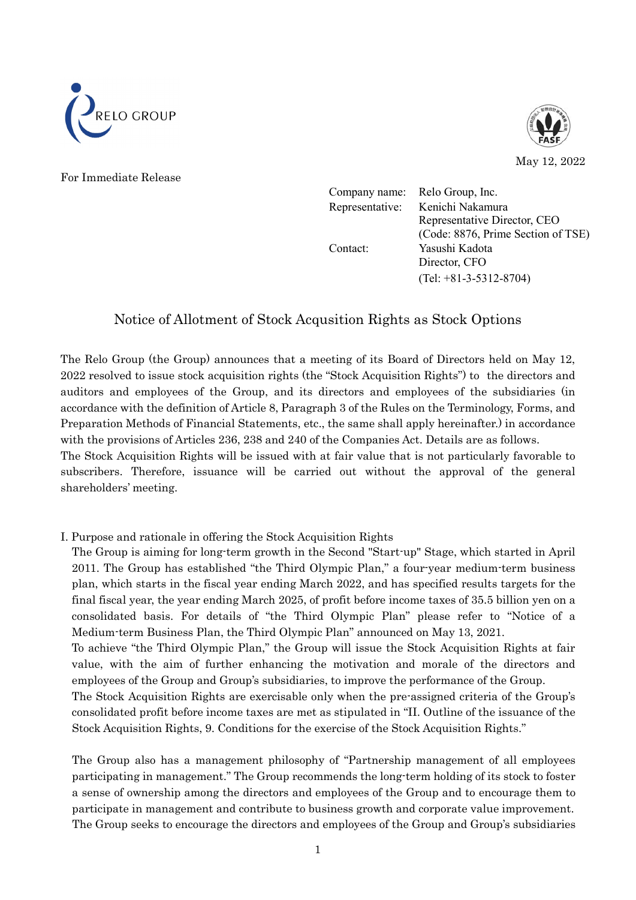May 12, 2022

For Immediate Release

Company name: Relo Group, Inc.
Representative: Kenichi Nakamura
Representative Director, CEO
(Code: 8876, Prime Section of TSE)
Contact: Yasushi Kadota
Director, CFO
(Tel: +81-3-5312-8704)

# Notice of Allotment of Stock Acqusition Rights as Stock Options

The Relo Group (the Group) announces that a meeting of its Board of Directors held on May 12, 2022 resolved to issue stock acquisition rights (the "Stock Acquisition Rights") to the directors and auditors and employees of the Group, and its directors and employees of the subsidiaries (in accordance with the definition of Article 8, Paragraph 3 of the Rules on the Terminology, Forms, and Preparation Methods of Financial Statements, etc., the same shall apply hereinafter.) in accordance with the provisions of Articles 236, 238 and 240 of the Companies Act. Details are as follows.
The Stock Acquisition Rights will be issued with at fair value that is not particularly favorable to subscribers. Therefore, issuance will be carried out without the approval of the general shareholders' meeting.

## I. Purpose and rationale in offering the Stock Acquisition Rights

The Group is aiming for long-term growth in the Second "Start-up" Stage, which started in April 2011. The Group has established "the Third Olympic Plan," a four-year medium-term business plan, which starts in the fiscal year ending March 2022, and has specified results targets for the final fiscal year, the year ending March 2025, of profit before income taxes of 35.5 billion yen on a consolidated basis. For details of "the Third Olympic Plan" please refer to "Notice of a Medium-term Business Plan, the Third Olympic Plan" announced on May 13, 2021.
To achieve "the Third Olympic Plan," the Group will issue the Stock Acquisition Rights at fair value, with the aim of further enhancing the motivation and morale of the directors and employees of the Group and Group's subsidiaries, to improve the performance of the Group.
The Stock Acquisition Rights are exercisable only when the pre-assigned criteria of the Group's consolidated profit before income taxes are met as stipulated in "II. Outline of the issuance of the Stock Acquisition Rights, 9. Conditions for the exercise of the Stock Acquisition Rights."

The Group also has a management philosophy of "Partnership management of all employees participating in management." The Group recommends the long-term holding of its stock to foster a sense of ownership among the directors and employees of the Group and to encourage them to participate in management and contribute to business growth and corporate value improvement.
The Group seeks to encourage the directors and employees of the Group and Group's subsidiaries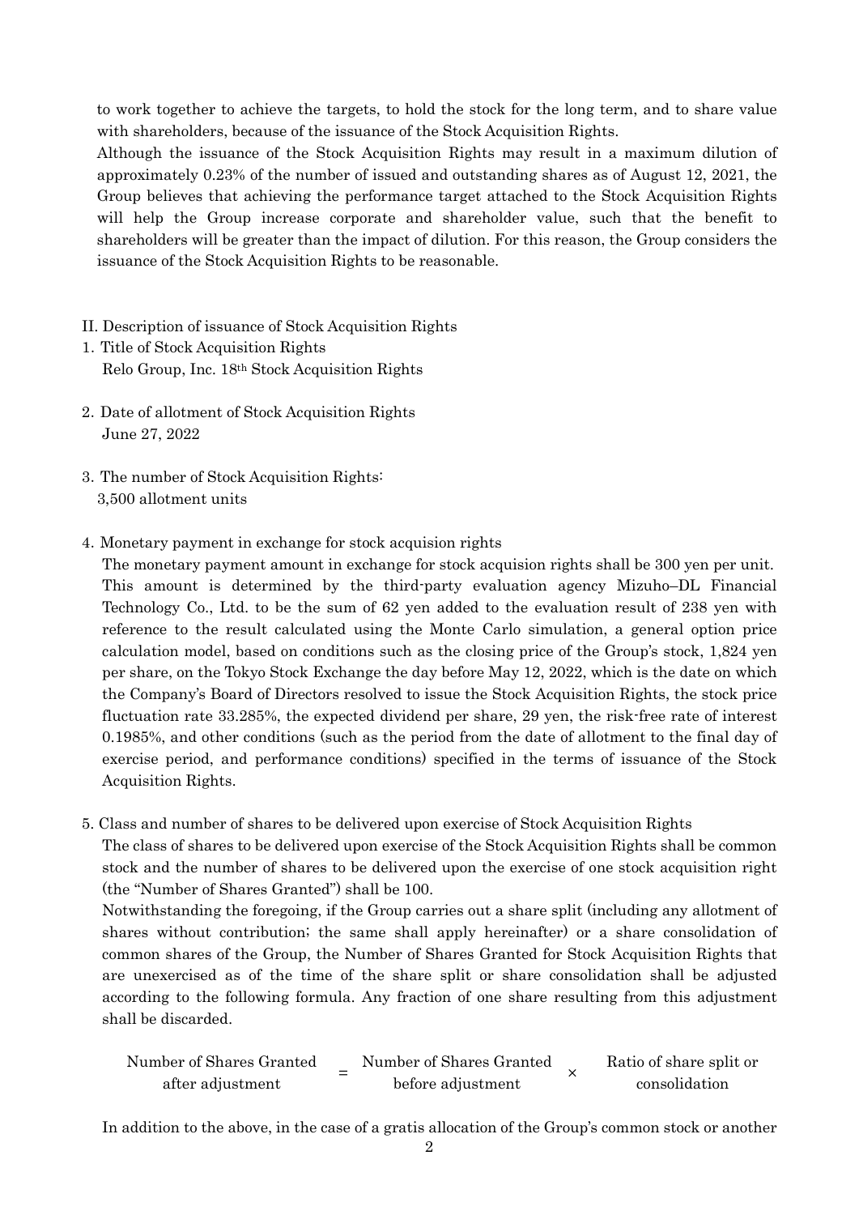to work together to achieve the targets, to hold the stock for the long term, and to share value with shareholders, because of the issuance of the Stock Acquisition Rights.

Although the issuance of the Stock Acquisition Rights may result in a maximum dilution of approximately 0.23% of the number of issued and outstanding shares as of August 12, 2021, the Group believes that achieving the performance target attached to the Stock Acquisition Rights will help the Group increase corporate and shareholder value, such that the benefit to shareholders will be greater than the impact of dilution. For this reason, the Group considers the issuance of the Stock Acquisition Rights to be reasonable.

## II. Description of issuance of Stock Acquisition Rights

1. Title of Stock Acquisition Rights

   Relo Group, Inc. 18th Stock Acquisition Rights

2. Date of allotment of Stock Acquisition Rights

   June 27, 2022

3. The number of Stock Acquisition Rights:

   3,500 allotment units

4. Monetary payment in exchange for stock acquision rights

   The monetary payment amount in exchange for stock acquision rights shall be 300 yen per unit. This amount is determined by the third-party evaluation agency Mizuho–DL Financial Technology Co., Ltd. to be the sum of 62 yen added to the evaluation result of 238 yen with reference to the result calculated using the Monte Carlo simulation, a general option price calculation model, based on conditions such as the closing price of the Group's stock, 1,824 yen per share, on the Tokyo Stock Exchange the day before May 12, 2022, which is the date on which the Company's Board of Directors resolved to issue the Stock Acquisition Rights, the stock price fluctuation rate 33.285%, the expected dividend per share, 29 yen, the risk-free rate of interest 0.1985%, and other conditions (such as the period from the date of allotment to the final day of exercise period, and performance conditions) specified in the terms of issuance of the Stock Acquisition Rights.

5. Class and number of shares to be delivered upon exercise of Stock Acquisition Rights

   The class of shares to be delivered upon exercise of the Stock Acquisition Rights shall be common stock and the number of shares to be delivered upon the exercise of one stock acquisition right (the "Number of Shares Granted") shall be 100.

   Notwithstanding the foregoing, if the Group carries out a share split (including any allotment of shares without contribution; the same shall apply hereinafter) or a share consolidation of common shares of the Group, the Number of Shares Granted for Stock Acquisition Rights that are unexercised as of the time of the share split or share consolidation shall be adjusted according to the following formula. Any fraction of one share resulting from this adjustment shall be discarded.

$$\text{Number of Shares Granted after adjustment} = \text{Number of Shares Granted before adjustment} \times \text{Ratio of share split or consolidation}$$

   In addition to the above, in the case of a gratis allocation of the Group's common stock or another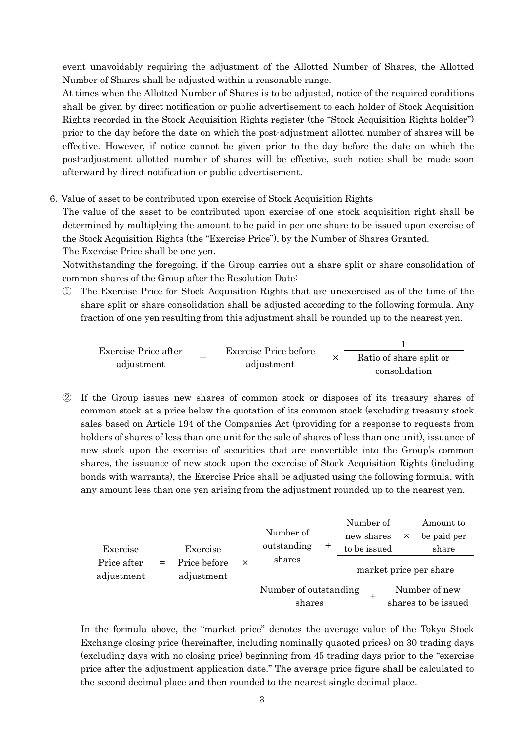event unavoidably requiring the adjustment of the Allotted Number of Shares, the Allotted Number of Shares shall be adjusted within a reasonable range.

At times when the Allotted Number of Shares is to be adjusted, notice of the required conditions shall be given by direct notification or public advertisement to each holder of Stock Acquisition Rights recorded in the Stock Acquisition Rights register (the "Stock Acquisition Rights holder") prior to the day before the date on which the post-adjustment allotted number of shares will be effective. However, if notice cannot be given prior to the day before the date on which the post-adjustment allotted number of shares will be effective, such notice shall be made soon afterward by direct notification or public advertisement.

6. Value of asset to be contributed upon exercise of Stock Acquisition Rights

The value of the asset to be contributed upon exercise of one stock acquisition right shall be determined by multiplying the amount to be paid in per one share to be issued upon exercise of the Stock Acquisition Rights (the "Exercise Price"), by the Number of Shares Granted.

The Exercise Price shall be one yen.

Notwithstanding the foregoing, if the Group carries out a share split or share consolidation of common shares of the Group after the Resolution Date:

① The Exercise Price for Stock Acquisition Rights that are unexercised as of the time of the share split or share consolidation shall be adjusted according to the following formula. Any fraction of one yen resulting from this adjustment shall be rounded up to the nearest yen.

$$\text{Exercise Price after adjustment} = \text{Exercise Price before adjustment} \times \frac{1}{\text{Ratio of share split or consolidation}}$$

② If the Group issues new shares of common stock or disposes of its treasury shares of common stock at a price below the quotation of its common stock (excluding treasury stock sales based on Article 194 of the Companies Act (providing for a response to requests from holders of shares of less than one unit for the sale of shares of less than one unit), issuance of new stock upon the exercise of securities that are convertible into the Group's common shares, the issuance of new stock upon the exercise of Stock Acquisition Rights (including bonds with warrants), the Exercise Price shall be adjusted using the following formula, with any amount less than one yen arising from the adjustment rounded up to the nearest yen.

$$\text{Exercise Price after adjustment} = \text{Exercise Price before adjustment} \times \frac{\text{Number of outstanding shares} + \dfrac{\text{Number of new shares to be issued} \times \text{Amount to be paid per share}}{\text{market price per share}}}{\text{Number of outstanding shares} + \text{Number of new shares to be issued}}$$

In the formula above, the "market price" denotes the average value of the Tokyo Stock Exchange closing price (hereinafter, including nominally quaoted prices) on 30 trading days (excluding days with no closing price) beginning from 45 trading days prior to the "exercise price after the adjustment application date." The average price figure shall be calculated to the second decimal place and then rounded to the nearest single decimal place.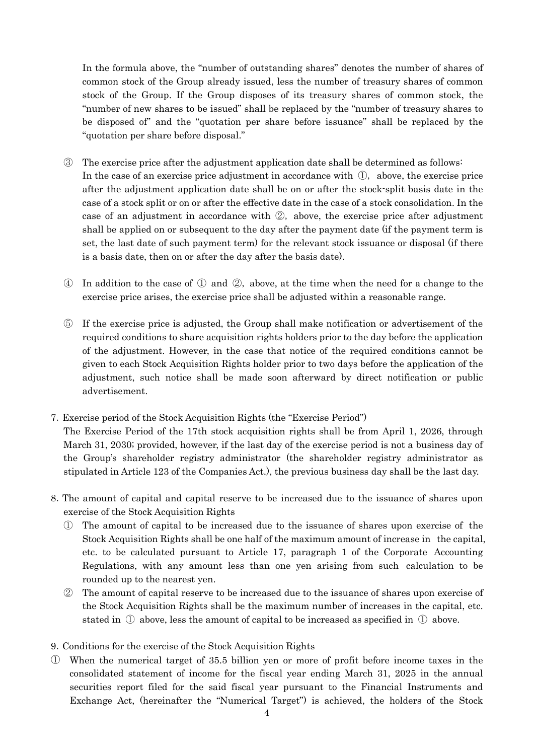In the formula above, the "number of outstanding shares" denotes the number of shares of common stock of the Group already issued, less the number of treasury shares of common stock of the Group. If the Group disposes of its treasury shares of common stock, the "number of new shares to be issued" shall be replaced by the "number of treasury shares to be disposed of" and the "quotation per share before issuance" shall be replaced by the "quotation per share before disposal."

③ The exercise price after the adjustment application date shall be determined as follows:
In the case of an exercise price adjustment in accordance with ①, above, the exercise price after the adjustment application date shall be on or after the stock-split basis date in the case of a stock split or on or after the effective date in the case of a stock consolidation. In the case of an adjustment in accordance with ②, above, the exercise price after adjustment shall be applied on or subsequent to the day after the payment date (if the payment term is set, the last date of such payment term) for the relevant stock issuance or disposal (if there is a basis date, then on or after the day after the basis date).

④ In addition to the case of ① and ②, above, at the time when the need for a change to the exercise price arises, the exercise price shall be adjusted within a reasonable range.

⑤ If the exercise price is adjusted, the Group shall make notification or advertisement of the required conditions to share acquisition rights holders prior to the day before the application of the adjustment. However, in the case that notice of the required conditions cannot be given to each Stock Acquisition Rights holder prior to two days before the application of the adjustment, such notice shall be made soon afterward by direct notification or public advertisement.

7. Exercise period of the Stock Acquisition Rights (the "Exercise Period")
The Exercise Period of the 17th stock acquisition rights shall be from April 1, 2026, through March 31, 2030; provided, however, if the last day of the exercise period is not a business day of the Group's shareholder registry administrator (the shareholder registry administrator as stipulated in Article 123 of the Companies Act.), the previous business day shall be the last day.

8. The amount of capital and capital reserve to be increased due to the issuance of shares upon exercise of the Stock Acquisition Rights
① The amount of capital to be increased due to the issuance of shares upon exercise of the Stock Acquisition Rights shall be one half of the maximum amount of increase in the capital, etc. to be calculated pursuant to Article 17, paragraph 1 of the Corporate Accounting Regulations, with any amount less than one yen arising from such calculation to be rounded up to the nearest yen.
② The amount of capital reserve to be increased due to the issuance of shares upon exercise of the Stock Acquisition Rights shall be the maximum number of increases in the capital, etc. stated in ① above, less the amount of capital to be increased as specified in ① above.

9. Conditions for the exercise of the Stock Acquisition Rights
① When the numerical target of 35.5 billion yen or more of profit before income taxes in the consolidated statement of income for the fiscal year ending March 31, 2025 in the annual securities report filed for the said fiscal year pursuant to the Financial Instruments and Exchange Act, (hereinafter the "Numerical Target") is achieved, the holders of the Stock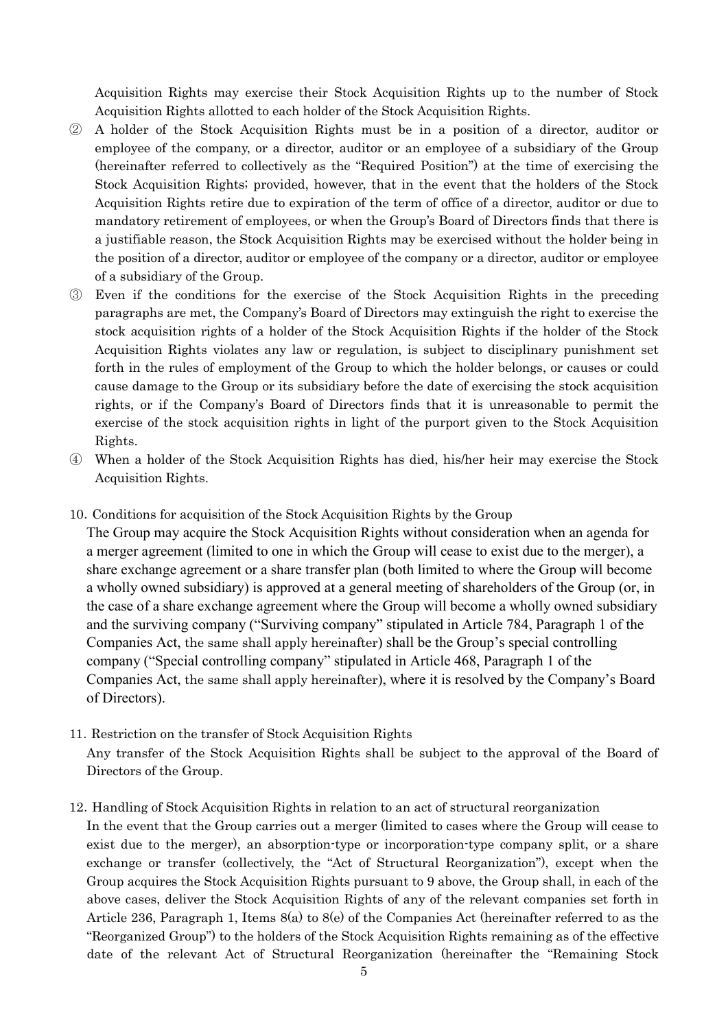Acquisition Rights may exercise their Stock Acquisition Rights up to the number of Stock Acquisition Rights allotted to each holder of the Stock Acquisition Rights.

② A holder of the Stock Acquisition Rights must be in a position of a director, auditor or employee of the company, or a director, auditor or an employee of a subsidiary of the Group (hereinafter referred to collectively as the "Required Position") at the time of exercising the Stock Acquisition Rights; provided, however, that in the event that the holders of the Stock Acquisition Rights retire due to expiration of the term of office of a director, auditor or due to mandatory retirement of employees, or when the Group's Board of Directors finds that there is a justifiable reason, the Stock Acquisition Rights may be exercised without the holder being in the position of a director, auditor or employee of the company or a director, auditor or employee of a subsidiary of the Group.

③ Even if the conditions for the exercise of the Stock Acquisition Rights in the preceding paragraphs are met, the Company's Board of Directors may extinguish the right to exercise the stock acquisition rights of a holder of the Stock Acquisition Rights if the holder of the Stock Acquisition Rights violates any law or regulation, is subject to disciplinary punishment set forth in the rules of employment of the Group to which the holder belongs, or causes or could cause damage to the Group or its subsidiary before the date of exercising the stock acquisition rights, or if the Company's Board of Directors finds that it is unreasonable to permit the exercise of the stock acquisition rights in light of the purport given to the Stock Acquisition Rights.

④ When a holder of the Stock Acquisition Rights has died, his/her heir may exercise the Stock Acquisition Rights.

10. Conditions for acquisition of the Stock Acquisition Rights by the Group

The Group may acquire the Stock Acquisition Rights without consideration when an agenda for a merger agreement (limited to one in which the Group will cease to exist due to the merger), a share exchange agreement or a share transfer plan (both limited to where the Group will become a wholly owned subsidiary) is approved at a general meeting of shareholders of the Group (or, in the case of a share exchange agreement where the Group will become a wholly owned subsidiary and the surviving company ("Surviving company" stipulated in Article 784, Paragraph 1 of the Companies Act, the same shall apply hereinafter) shall be the Group's special controlling company ("Special controlling company" stipulated in Article 468, Paragraph 1 of the Companies Act, the same shall apply hereinafter), where it is resolved by the Company's Board of Directors).

11. Restriction on the transfer of Stock Acquisition Rights

Any transfer of the Stock Acquisition Rights shall be subject to the approval of the Board of Directors of the Group.

12. Handling of Stock Acquisition Rights in relation to an act of structural reorganization

In the event that the Group carries out a merger (limited to cases where the Group will cease to exist due to the merger), an absorption-type or incorporation-type company split, or a share exchange or transfer (collectively, the "Act of Structural Reorganization"), except when the Group acquires the Stock Acquisition Rights pursuant to 9 above, the Group shall, in each of the above cases, deliver the Stock Acquisition Rights of any of the relevant companies set forth in Article 236, Paragraph 1, Items 8(a) to 8(e) of the Companies Act (hereinafter referred to as the "Reorganized Group") to the holders of the Stock Acquisition Rights remaining as of the effective date of the relevant Act of Structural Reorganization (hereinafter the "Remaining Stock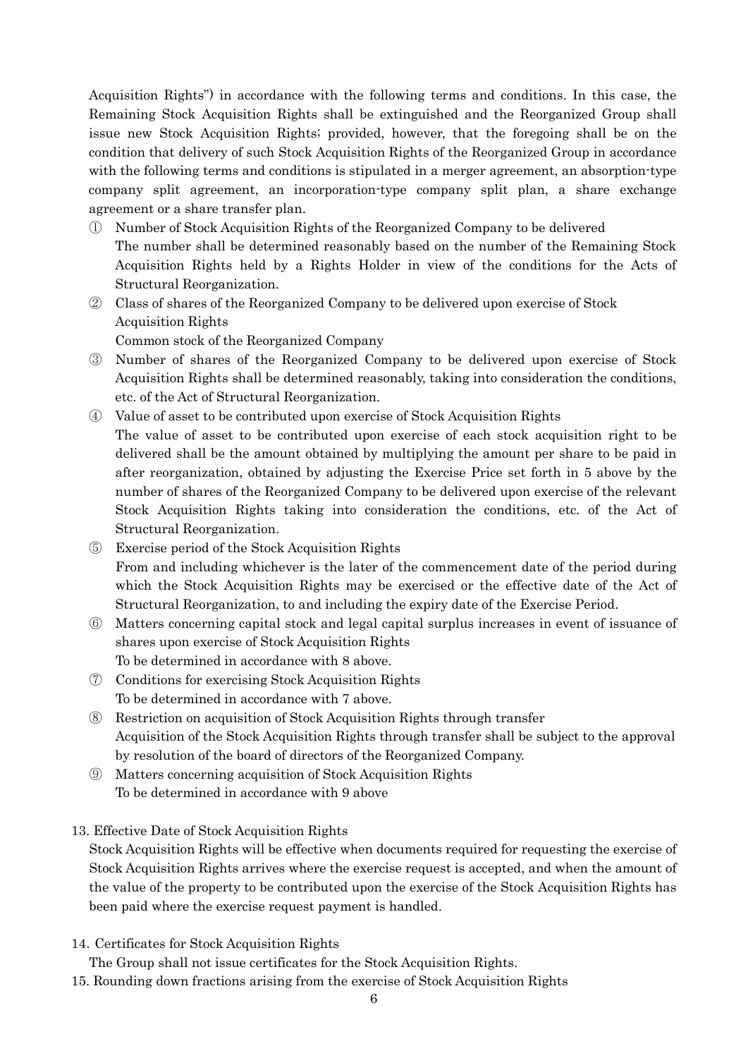Acquisition Rights") in accordance with the following terms and conditions. In this case, the Remaining Stock Acquisition Rights shall be extinguished and the Reorganized Group shall issue new Stock Acquisition Rights; provided, however, that the foregoing shall be on the condition that delivery of such Stock Acquisition Rights of the Reorganized Group in accordance with the following terms and conditions is stipulated in a merger agreement, an absorption-type company split agreement, an incorporation-type company split plan, a share exchange agreement or a share transfer plan.

① Number of Stock Acquisition Rights of the Reorganized Company to be delivered
The number shall be determined reasonably based on the number of the Remaining Stock Acquisition Rights held by a Rights Holder in view of the conditions for the Acts of Structural Reorganization.

② Class of shares of the Reorganized Company to be delivered upon exercise of Stock Acquisition Rights
Common stock of the Reorganized Company

③ Number of shares of the Reorganized Company to be delivered upon exercise of Stock Acquisition Rights shall be determined reasonably, taking into consideration the conditions, etc. of the Act of Structural Reorganization.

④ Value of asset to be contributed upon exercise of Stock Acquisition Rights
The value of asset to be contributed upon exercise of each stock acquisition right to be delivered shall be the amount obtained by multiplying the amount per share to be paid in after reorganization, obtained by adjusting the Exercise Price set forth in 5 above by the number of shares of the Reorganized Company to be delivered upon exercise of the relevant Stock Acquisition Rights taking into consideration the conditions, etc. of the Act of Structural Reorganization.

⑤ Exercise period of the Stock Acquisition Rights
From and including whichever is the later of the commencement date of the period during which the Stock Acquisition Rights may be exercised or the effective date of the Act of Structural Reorganization, to and including the expiry date of the Exercise Period.

⑥ Matters concerning capital stock and legal capital surplus increases in event of issuance of shares upon exercise of Stock Acquisition Rights
To be determined in accordance with 8 above.

⑦ Conditions for exercising Stock Acquisition Rights
To be determined in accordance with 7 above.

⑧ Restriction on acquisition of Stock Acquisition Rights through transfer
Acquisition of the Stock Acquisition Rights through transfer shall be subject to the approval by resolution of the board of directors of the Reorganized Company.

⑨ Matters concerning acquisition of Stock Acquisition Rights
To be determined in accordance with 9 above

13. Effective Date of Stock Acquisition Rights

Stock Acquisition Rights will be effective when documents required for requesting the exercise of Stock Acquisition Rights arrives where the exercise request is accepted, and when the amount of the value of the property to be contributed upon the exercise of the Stock Acquisition Rights has been paid where the exercise request payment is handled.

14. Certificates for Stock Acquisition Rights

The Group shall not issue certificates for the Stock Acquisition Rights.

15. Rounding down fractions arising from the exercise of Stock Acquisition Rights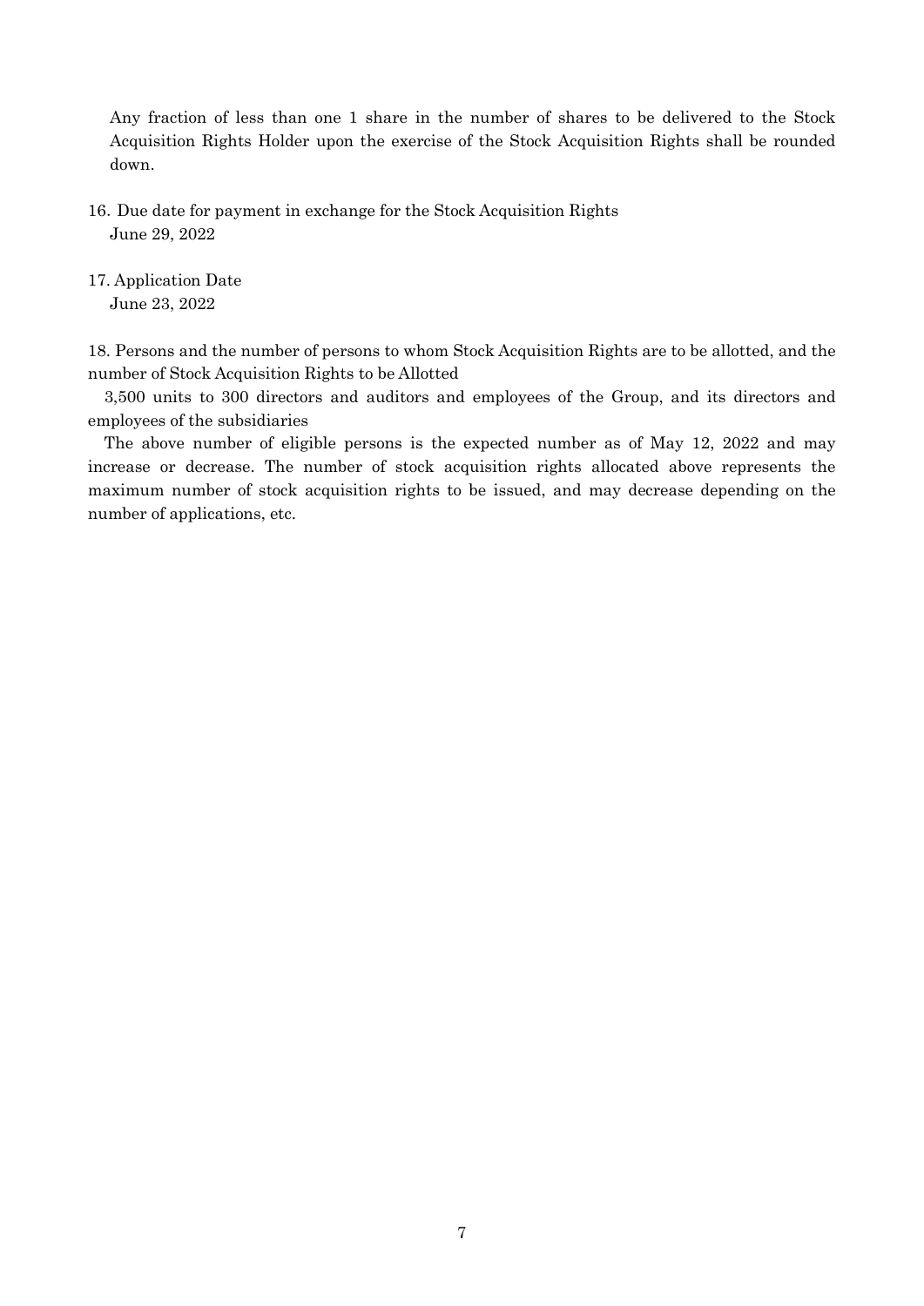Any fraction of less than one 1 share in the number of shares to be delivered to the Stock Acquisition Rights Holder upon the exercise of the Stock Acquisition Rights shall be rounded down.

16. Due date for payment in exchange for the Stock Acquisition Rights
    June 29, 2022

17. Application Date
    June 23, 2022

18. Persons and the number of persons to whom Stock Acquisition Rights are to be allotted, and the number of Stock Acquisition Rights to be Allotted

3,500 units to 300 directors and auditors and employees of the Group, and its directors and employees of the subsidiaries

The above number of eligible persons is the expected number as of May 12, 2022 and may increase or decrease. The number of stock acquisition rights allocated above represents the maximum number of stock acquisition rights to be issued, and may decrease depending on the number of applications, etc.